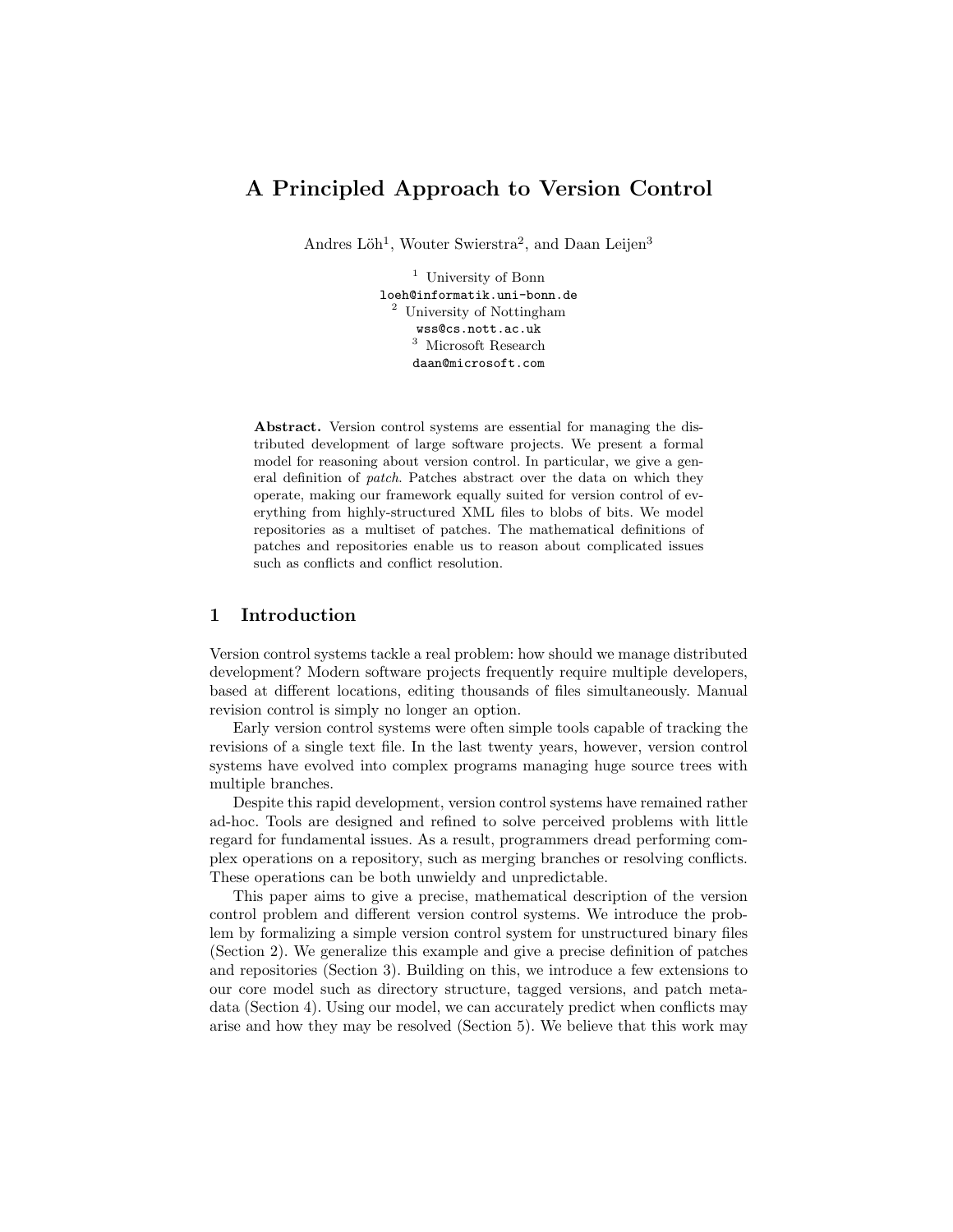# A Principled Approach to Version Control

Andres Löh[1], Wouter Swierstra[2], and Daan Leijen[3]

[1] University of Bonn
loeh@informatik.uni-bonn.de
[2] University of Nottingham
wss@cs.nott.ac.uk
[3] Microsoft Research
daan@microsoft.com

**Abstract.** Version control systems are essential for managing the distributed development of large software projects. We present a formal model for reasoning about version control. In particular, we give a general definition of *patch*. Patches abstract over the data on which they operate, making our framework equally suited for version control of everything from highly-structured XML files to blobs of bits. We model repositories as a multiset of patches. The mathematical definitions of patches and repositories enable us to reason about complicated issues such as conflicts and conflict resolution.

## 1 Introduction

Version control systems tackle a real problem: how should we manage distributed development? Modern software projects frequently require multiple developers, based at different locations, editing thousands of files simultaneously. Manual revision control is simply no longer an option.

Early version control systems were often simple tools capable of tracking the revisions of a single text file. In the last twenty years, however, version control systems have evolved into complex programs managing huge source trees with multiple branches.

Despite this rapid development, version control systems have remained rather ad-hoc. Tools are designed and refined to solve perceived problems with little regard for fundamental issues. As a result, programmers dread performing complex operations on a repository, such as merging branches or resolving conflicts. These operations can be both unwieldy and unpredictable.

This paper aims to give a precise, mathematical description of the version control problem and different version control systems. We introduce the problem by formalizing a simple version control system for unstructured binary files (Section 2). We generalize this example and give a precise definition of patches and repositories (Section 3). Building on this, we introduce a few extensions to our core model such as directory structure, tagged versions, and patch metadata (Section 4). Using our model, we can accurately predict when conflicts may arise and how they may be resolved (Section 5). We believe that this work may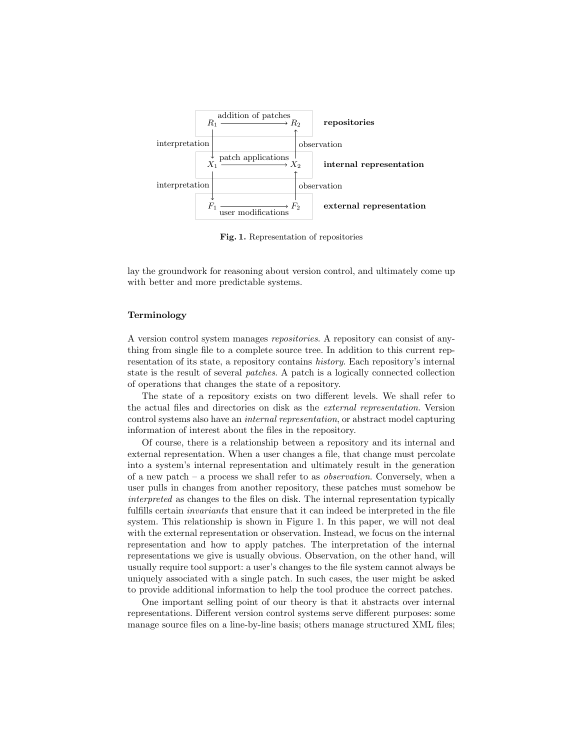| | | | |
|---|---|---|---|
| $R_1$ | $\xrightarrow{\text{addition of patches}}$ | $R_2$ | **repositories** |
| interpretation ↓ | | ↑ observation | |
| $X_1$ | $\xrightarrow{\text{patch applications}}$ | $X_2$ | **internal representation** |
| interpretation ↓ | | ↑ observation | |
| $F_1$ | $\xrightarrow[\text{user modifications}]{}$ | $F_2$ | **external representation** |

**Fig. 1.** Representation of repositories

lay the groundwork for reasoning about version control, and ultimately come up with better and more predictable systems.

### Terminology

A version control system manages *repositories*. A repository can consist of anything from single file to a complete source tree. In addition to this current representation of its state, a repository contains *history*. Each repository's internal state is the result of several *patches*. A patch is a logically connected collection of operations that changes the state of a repository.

The state of a repository exists on two different levels. We shall refer to the actual files and directories on disk as the *external representation*. Version control systems also have an *internal representation*, or abstract model capturing information of interest about the files in the repository.

Of course, there is a relationship between a repository and its internal and external representation. When a user changes a file, that change must percolate into a system's internal representation and ultimately result in the generation of a new patch – a process we shall refer to as *observation*. Conversely, when a user pulls in changes from another repository, these patches must somehow be *interpreted* as changes to the files on disk. The internal representation typically fulfills certain *invariants* that ensure that it can indeed be interpreted in the file system. This relationship is shown in Figure 1. In this paper, we will not deal with the external representation or observation. Instead, we focus on the internal representation and how to apply patches. The interpretation of the internal representations we give is usually obvious. Observation, on the other hand, will usually require tool support: a user's changes to the file system cannot always be uniquely associated with a single patch. In such cases, the user might be asked to provide additional information to help the tool produce the correct patches.

One important selling point of our theory is that it abstracts over internal representations. Different version control systems serve different purposes: some manage source files on a line-by-line basis; others manage structured XML files;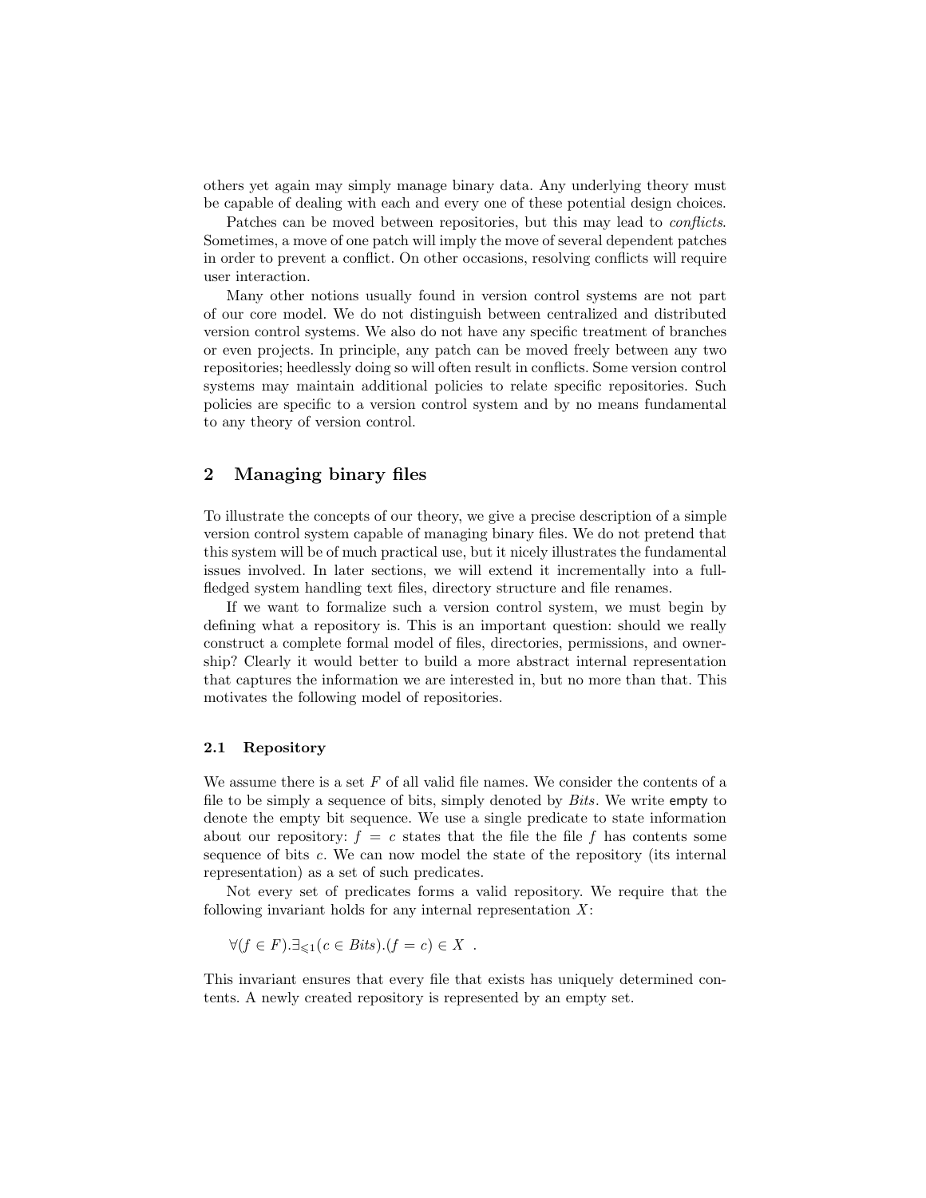others yet again may simply manage binary data. Any underlying theory must be capable of dealing with each and every one of these potential design choices.

Patches can be moved between repositories, but this may lead to *conflicts*. Sometimes, a move of one patch will imply the move of several dependent patches in order to prevent a conflict. On other occasions, resolving conflicts will require user interaction.

Many other notions usually found in version control systems are not part of our core model. We do not distinguish between centralized and distributed version control systems. We also do not have any specific treatment of branches or even projects. In principle, any patch can be moved freely between any two repositories; heedlessly doing so will often result in conflicts. Some version control systems may maintain additional policies to relate specific repositories. Such policies are specific to a version control system and by no means fundamental to any theory of version control.

## 2 Managing binary files

To illustrate the concepts of our theory, we give a precise description of a simple version control system capable of managing binary files. We do not pretend that this system will be of much practical use, but it nicely illustrates the fundamental issues involved. In later sections, we will extend it incrementally into a full-fledged system handling text files, directory structure and file renames.

If we want to formalize such a version control system, we must begin by defining what a repository is. This is an important question: should we really construct a complete formal model of files, directories, permissions, and ownership? Clearly it would better to build a more abstract internal representation that captures the information we are interested in, but no more than that. This motivates the following model of repositories.

### 2.1 Repository

We assume there is a set $F$ of all valid file names. We consider the contents of a file to be simply a sequence of bits, simply denoted by *Bits*. We write $\mathsf{empty}$ to denote the empty bit sequence. We use a single predicate to state information about our repository: $f = c$ states that the file the file $f$ has contents some sequence of bits $c$. We can now model the state of the repository (its internal representation) as a set of such predicates.

Not every set of predicates forms a valid repository. We require that the following invariant holds for any internal representation $X$:

$$\forall (f \in F). \exists_{\leqslant 1} (c \in \mathit{Bits}). (f = c) \in X \enspace .$$

This invariant ensures that every file that exists has uniquely determined contents. A newly created repository is represented by an empty set.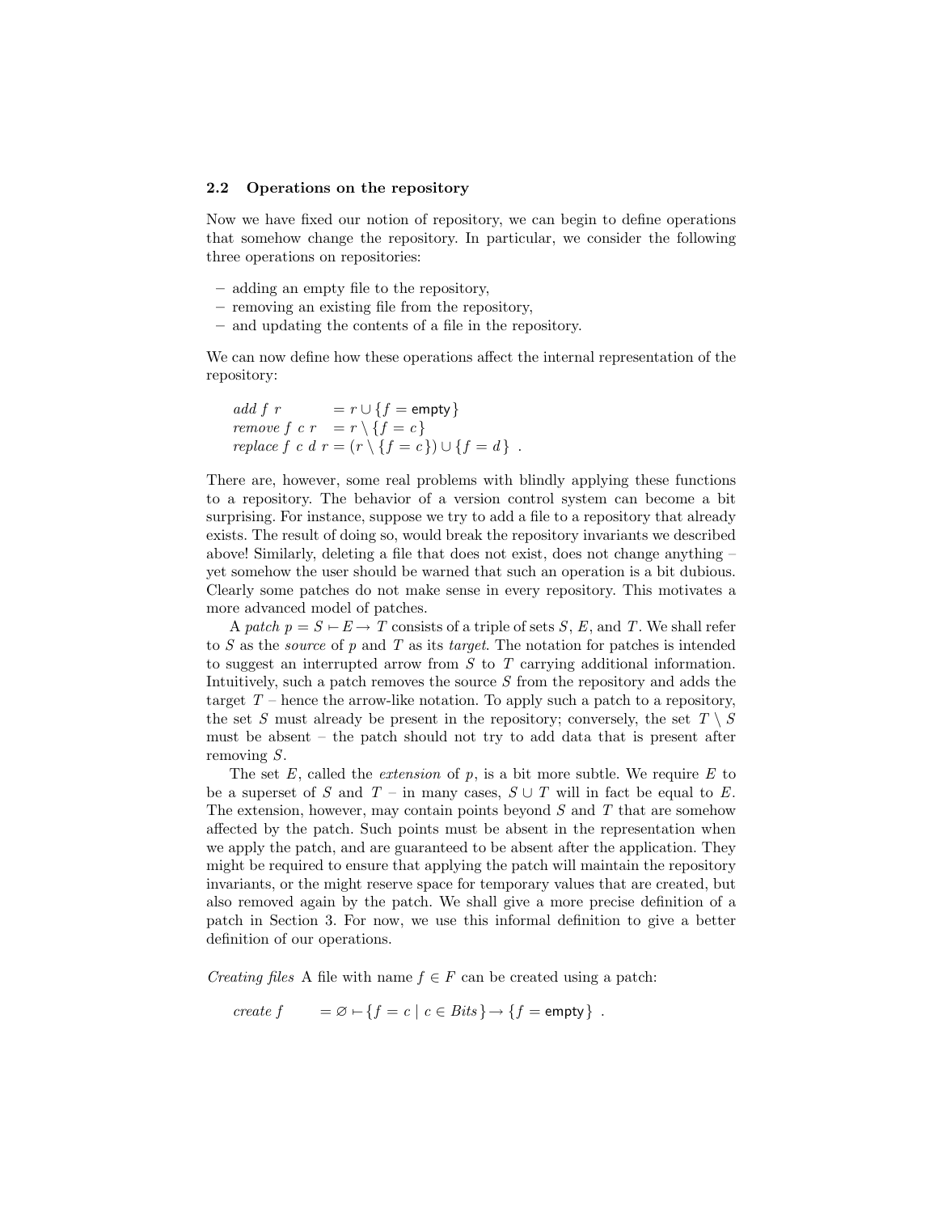### 2.2 Operations on the repository

Now we have fixed our notion of repository, we can begin to define operations that somehow change the repository. In particular, we consider the following three operations on repositories:

- adding an empty file to the repository,
- removing an existing file from the repository,
- and updating the contents of a file in the repository.

We can now define how these operations affect the internal representation of the repository:

$$
\begin{aligned}
&\textit{add}\ f\ r &&= r \cup \{f = \mathsf{empty}\}\\
&\textit{remove}\ f\ c\ r &&= r \setminus \{f = c\}\\
&\textit{replace}\ f\ c\ d\ r &&= (r \setminus \{f = c\}) \cup \{f = d\}\ .
\end{aligned}
$$

There are, however, some real problems with blindly applying these functions to a repository. The behavior of a version control system can become a bit surprising. For instance, suppose we try to add a file to a repository that already exists. The result of doing so, would break the repository invariants we described above! Similarly, deleting a file that does not exist, does not change anything – yet somehow the user should be warned that such an operation is a bit dubious. Clearly some patches do not make sense in every repository. This motivates a more advanced model of patches.

A *patch* $p = S \vdash E \rightarrow T$ consists of a triple of sets $S$, $E$, and $T$. We shall refer to $S$ as the *source* of $p$ and $T$ as its *target*. The notation for patches is intended to suggest an interrupted arrow from $S$ to $T$ carrying additional information. Intuitively, such a patch removes the source $S$ from the repository and adds the target $T$ – hence the arrow-like notation. To apply such a patch to a repository, the set $S$ must already be present in the repository; conversely, the set $T \setminus S$ must be absent – the patch should not try to add data that is present after removing $S$.

The set $E$, called the *extension* of $p$, is a bit more subtle. We require $E$ to be a superset of $S$ and $T$ – in many cases, $S \cup T$ will in fact be equal to $E$. The extension, however, may contain points beyond $S$ and $T$ that are somehow affected by the patch. Such points must be absent in the representation when we apply the patch, and are guaranteed to be absent after the application. They might be required to ensure that applying the patch will maintain the repository invariants, or the might reserve space for temporary values that are created, but also removed again by the patch. We shall give a more precise definition of a patch in Section 3. For now, we use this informal definition to give a better definition of our operations.

*Creating files* A file with name $f \in F$ can be created using a patch:

$$
\textit{create}\ f \quad = \varnothing \vdash \{f = c \mid c \in \textit{Bits}\} \rightarrow \{f = \mathsf{empty}\}\ .
$$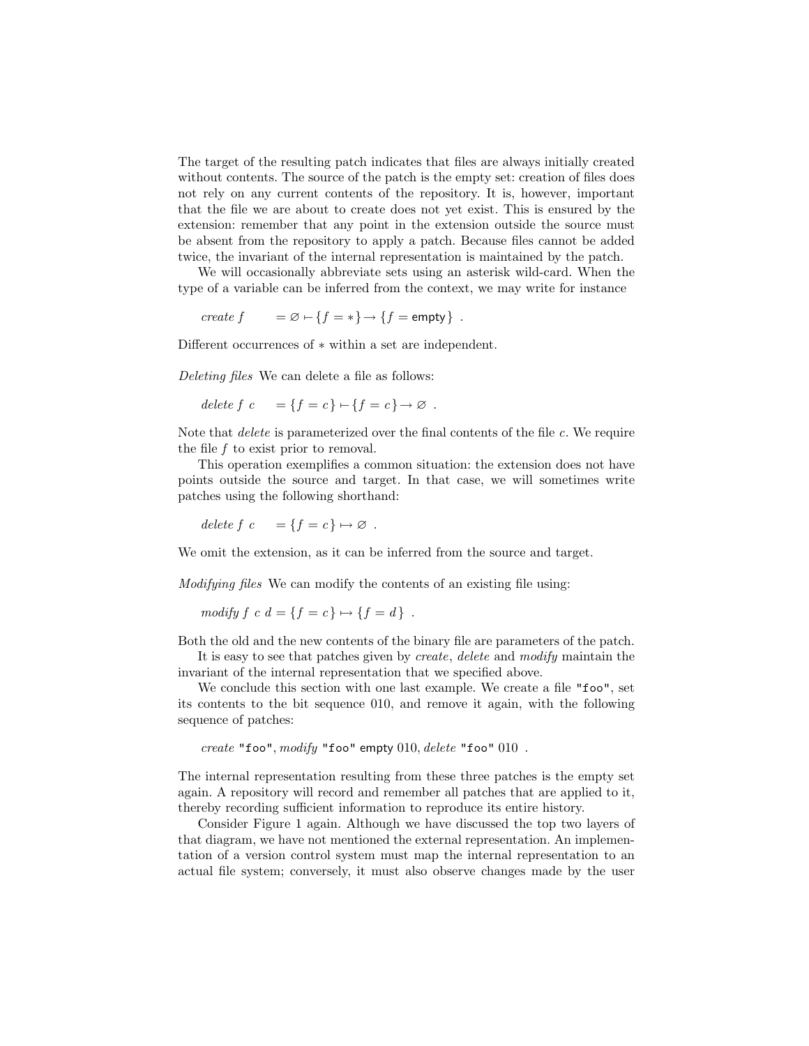The target of the resulting patch indicates that files are always initially created without contents. The source of the patch is the empty set: creation of files does not rely on any current contents of the repository. It is, however, important that the file we are about to create does not yet exist. This is ensured by the extension: remember that any point in the extension outside the source must be absent from the repository to apply a patch. Because files cannot be added twice, the invariant of the internal representation is maintained by the patch.

We will occasionally abbreviate sets using an asterisk wild-card. When the type of a variable can be inferred from the context, we may write for instance

$$\mathit{create}\ f \quad = \varnothing \vdash \{f = *\} \rightarrow \{f = \mathsf{empty}\}\ .$$

Different occurrences of $*$ within a set are independent.

*Deleting files* We can delete a file as follows:

$$\mathit{delete}\ f\ c \quad = \{f = c\} \vdash \{f = c\} \rightarrow \varnothing\ .$$

Note that *delete* is parameterized over the final contents of the file $c$. We require the file $f$ to exist prior to removal.

This operation exemplifies a common situation: the extension does not have points outside the source and target. In that case, we will sometimes write patches using the following shorthand:

$$\mathit{delete}\ f\ c \quad = \{f = c\} \mapsto \varnothing\ .$$

We omit the extension, as it can be inferred from the source and target.

*Modifying files* We can modify the contents of an existing file using:

$$\mathit{modify}\ f\ c\ d = \{f = c\} \mapsto \{f = d\}\ .$$

Both the old and the new contents of the binary file are parameters of the patch.

It is easy to see that patches given by *create*, *delete* and *modify* maintain the invariant of the internal representation that we specified above.

We conclude this section with one last example. We create a file "foo", set its contents to the bit sequence 010, and remove it again, with the following sequence of patches:

$$\mathit{create}\ \texttt{"foo"}, \mathit{modify}\ \texttt{"foo"}\ \mathsf{empty}\ 010, \mathit{delete}\ \texttt{"foo"}\ 010\ .$$

The internal representation resulting from these three patches is the empty set again. A repository will record and remember all patches that are applied to it, thereby recording sufficient information to reproduce its entire history.

Consider Figure 1 again. Although we have discussed the top two layers of that diagram, we have not mentioned the external representation. An implementation of a version control system must map the internal representation to an actual file system; conversely, it must also observe changes made by the user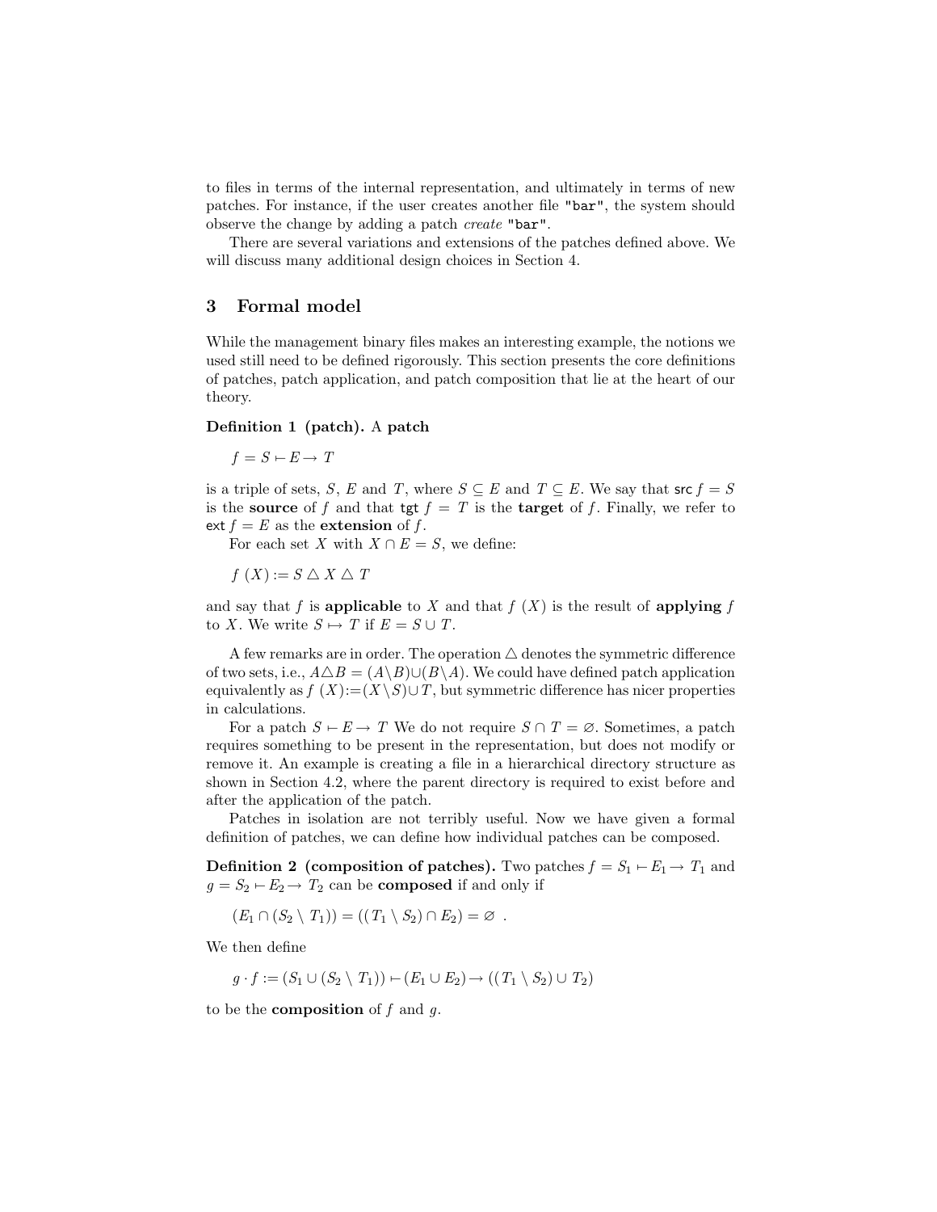to files in terms of the internal representation, and ultimately in terms of new patches. For instance, if the user creates another file "bar", the system should observe the change by adding a patch *create* "bar".

There are several variations and extensions of the patches defined above. We will discuss many additional design choices in Section 4.

## 3 Formal model

While the management binary files makes an interesting example, the notions we used still need to be defined rigorously. This section presents the core definitions of patches, patch application, and patch composition that lie at the heart of our theory.

**Definition 1 (patch).** A **patch**

$$f = S \vdash E \rightarrow T$$

is a triple of sets, $S$, $E$ and $T$, where $S \subseteq E$ and $T \subseteq E$. We say that $\mathsf{src}\, f = S$ is the **source** of $f$ and that $\mathsf{tgt}\, f = T$ is the **target** of $f$. Finally, we refer to $\mathsf{ext}\, f = E$ as the **extension** of $f$.

For each set $X$ with $X \cap E = S$, we define:

$$f\ (X) := S \mathbin{\triangle} X \mathbin{\triangle} T$$

and say that $f$ is **applicable** to $X$ and that $f\ (X)$ is the result of **applying** $f$ to $X$. We write $S \mapsto T$ if $E = S \cup T$.

A few remarks are in order. The operation $\triangle$ denotes the symmetric difference of two sets, i.e., $A \triangle B = (A \setminus B) \cup (B \setminus A)$. We could have defined patch application equivalently as $f\ (X) := (X \setminus S) \cup T$, but symmetric difference has nicer properties in calculations.

For a patch $S \vdash E \rightarrow T$ We do not require $S \cap T = \varnothing$. Sometimes, a patch requires something to be present in the representation, but does not modify or remove it. An example is creating a file in a hierarchical directory structure as shown in Section 4.2, where the parent directory is required to exist before and after the application of the patch.

Patches in isolation are not terribly useful. Now we have given a formal definition of patches, we can define how individual patches can be composed.

**Definition 2 (composition of patches).** Two patches $f = S_1 \vdash E_1 \rightarrow T_1$ and $g = S_2 \vdash E_2 \rightarrow T_2$ can be **composed** if and only if

$$(E_1 \cap (S_2 \setminus T_1)) = ((T_1 \setminus S_2) \cap E_2) = \varnothing\ .$$

We then define

$$g \cdot f := (S_1 \cup (S_2 \setminus T_1)) \vdash (E_1 \cup E_2) \rightarrow ((T_1 \setminus S_2) \cup T_2)$$

to be the **composition** of $f$ and $g$.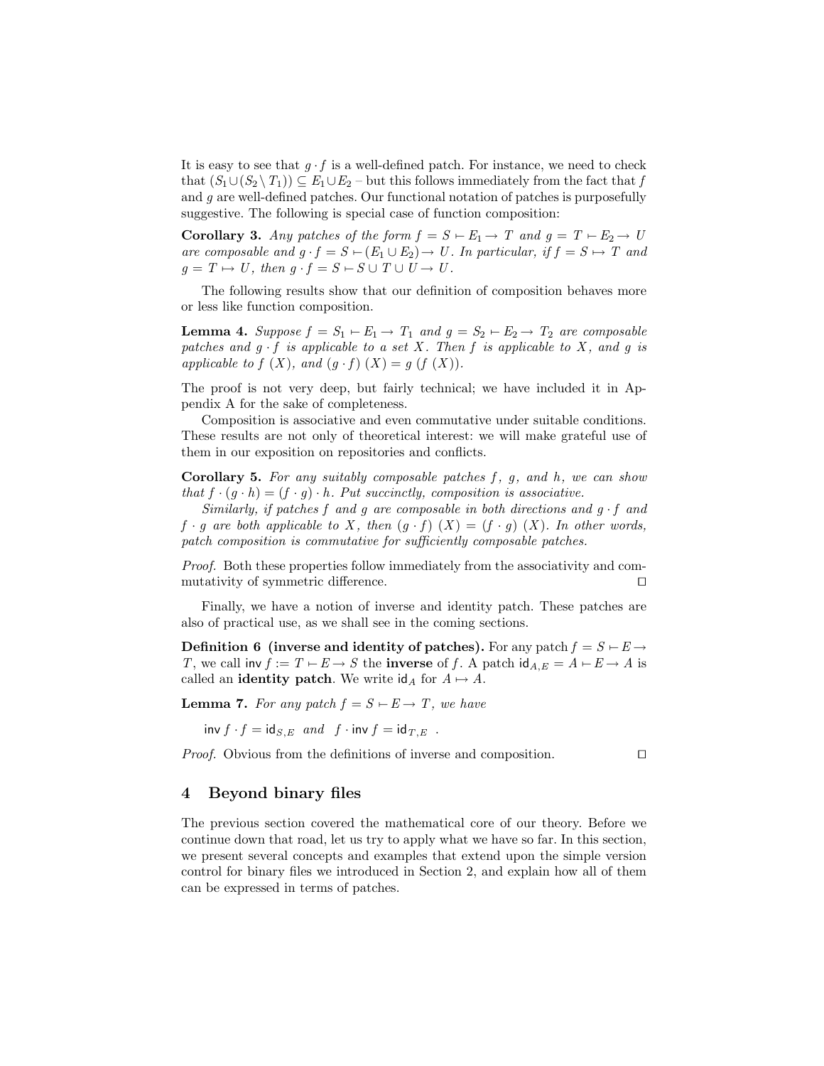It is easy to see that $g \cdot f$ is a well-defined patch. For instance, we need to check that $(S_1 \cup (S_2 \setminus T_1)) \subseteq E_1 \cup E_2$ – but this follows immediately from the fact that $f$ and $g$ are well-defined patches. Our functional notation of patches is purposefully suggestive. The following is special case of function composition:

**Corollary 3.** *Any patches of the form $f = S \vdash E_1 \rightarrow T$ and $g = T \vdash E_2 \rightarrow U$ are composable and $g \cdot f = S \vdash (E_1 \cup E_2) \rightarrow U$. In particular, if $f = S \mapsto T$ and $g = T \mapsto U$, then $g \cdot f = S \vdash S \cup T \cup U \rightarrow U$.*

The following results show that our definition of composition behaves more or less like function composition.

**Lemma 4.** *Suppose $f = S_1 \vdash E_1 \rightarrow T_1$ and $g = S_2 \vdash E_2 \rightarrow T_2$ are composable patches and $g \cdot f$ is applicable to a set $X$. Then $f$ is applicable to $X$, and $g$ is applicable to $f\ (X)$, and $(g \cdot f)\ (X) = g\ (f\ (X))$.*

The proof is not very deep, but fairly technical; we have included it in Appendix A for the sake of completeness.

Composition is associative and even commutative under suitable conditions. These results are not only of theoretical interest: we will make grateful use of them in our exposition on repositories and conflicts.

**Corollary 5.** *For any suitably composable patches $f$, $g$, and $h$, we can show that $f \cdot (g \cdot h) = (f \cdot g) \cdot h$. Put succinctly, composition is associative.*

*Similarly, if patches $f$ and $g$ are composable in both directions and $g \cdot f$ and $f \cdot g$ are both applicable to $X$, then $(g \cdot f)\ (X) = (f \cdot g)\ (X)$. In other words, patch composition is commutative for sufficiently composable patches.*

*Proof.* Both these properties follow immediately from the associativity and commutativity of symmetric difference. ◻

Finally, we have a notion of inverse and identity patch. These patches are also of practical use, as we shall see in the coming sections.

**Definition 6 (inverse and identity of patches).** For any patch $f = S \vdash E \rightarrow T$, we call $\mathsf{inv}\ f := T \vdash E \rightarrow S$ the **inverse** of $f$. A patch $\mathsf{id}_{A,E} = A \vdash E \rightarrow A$ is called an **identity patch**. We write $\mathsf{id}_A$ for $A \mapsto A$.

**Lemma 7.** *For any patch $f = S \vdash E \rightarrow T$, we have*

$$\mathsf{inv}\ f \cdot f = \mathsf{id}_{S,E} \quad \text{and} \quad f \cdot \mathsf{inv}\ f = \mathsf{id}_{T,E} \ .$$

*Proof.* Obvious from the definitions of inverse and composition. ◻

## 4 Beyond binary files

The previous section covered the mathematical core of our theory. Before we continue down that road, let us try to apply what we have so far. In this section, we present several concepts and examples that extend upon the simple version control for binary files we introduced in Section 2, and explain how all of them can be expressed in terms of patches.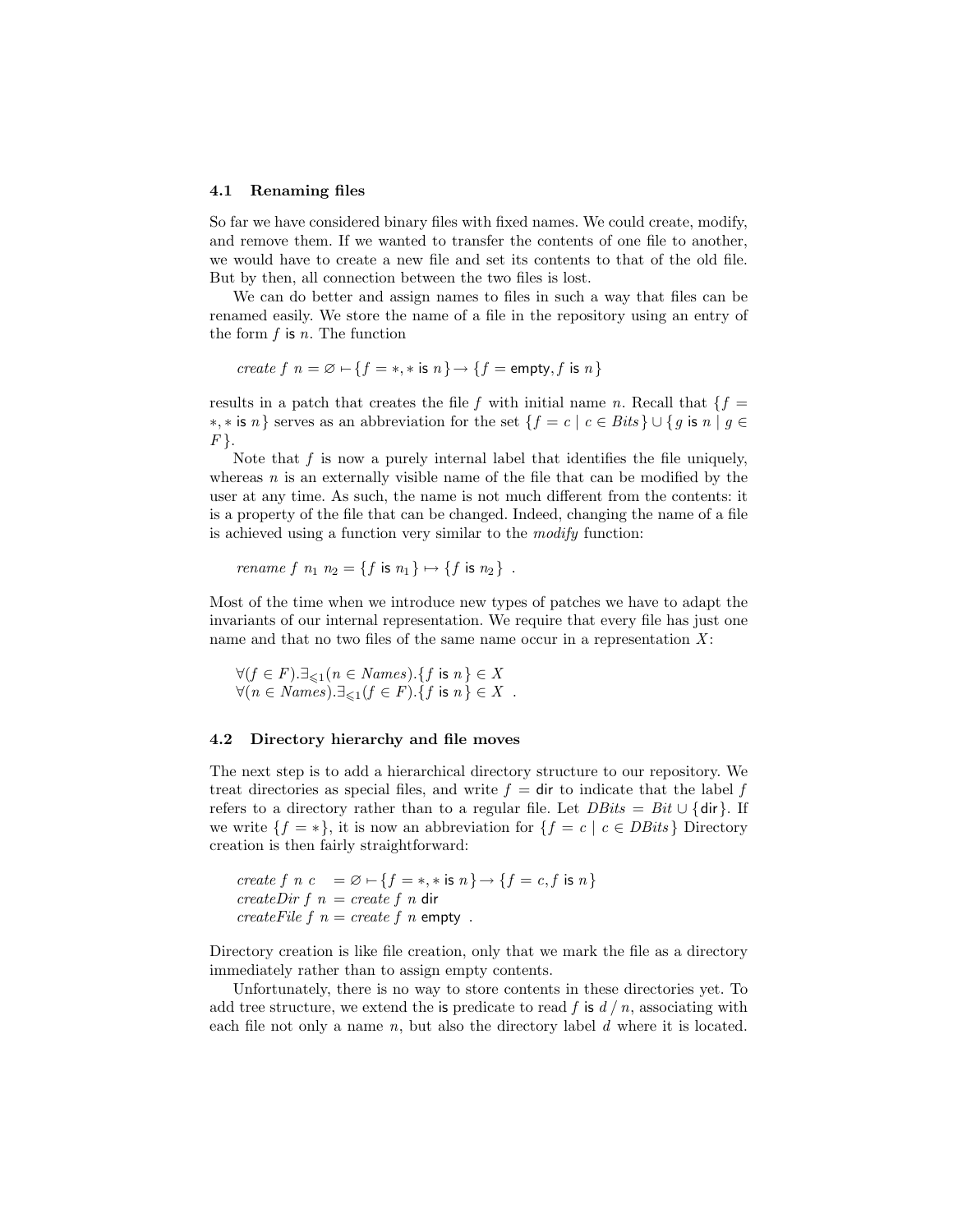### 4.1 Renaming files

So far we have considered binary files with fixed names. We could create, modify, and remove them. If we wanted to transfer the contents of one file to another, we would have to create a new file and set its contents to that of the old file. But by then, all connection between the two files is lost.

We can do better and assign names to files in such a way that files can be renamed easily. We store the name of a file in the repository using an entry of the form $f$ is $n$. The function

$$\mathit{create}\ f\ n = \varnothing \vdash \{f = *, * \ \mathsf{is}\ n\} \rightarrow \{f = \mathsf{empty}, f\ \mathsf{is}\ n\}$$

results in a patch that creates the file $f$ with initial name $n$. Recall that $\{f = *, * \ \mathsf{is}\ n\}$ serves as an abbreviation for the set $\{f = c \mid c \in \mathit{Bits}\} \cup \{g\ \mathsf{is}\ n \mid g \in F\}$.

Note that $f$ is now a purely internal label that identifies the file uniquely, whereas $n$ is an externally visible name of the file that can be modified by the user at any time. As such, the name is not much different from the contents: it is a property of the file that can be changed. Indeed, changing the name of a file is achieved using a function very similar to the *modify* function:

$$\mathit{rename}\ f\ n_1\ n_2 = \{f\ \mathsf{is}\ n_1\} \mapsto \{f\ \mathsf{is}\ n_2\} \ .$$

Most of the time when we introduce new types of patches we have to adapt the invariants of our internal representation. We require that every file has just one name and that no two files of the same name occur in a representation $X$:

$$\begin{array}{l} \forall (f \in F). \exists_{\leqslant 1} (n \in \mathit{Names}). \{f\ \mathsf{is}\ n\} \in X \\ \forall (n \in \mathit{Names}). \exists_{\leqslant 1} (f \in F). \{f\ \mathsf{is}\ n\} \in X \ . \end{array}$$

### 4.2 Directory hierarchy and file moves

The next step is to add a hierarchical directory structure to our repository. We treat directories as special files, and write $f = \mathsf{dir}$ to indicate that the label $f$ refers to a directory rather than to a regular file. Let $\mathit{DBits} = \mathit{Bit} \cup \{\mathsf{dir}\}$. If we write $\{f = *\}$, it is now an abbreviation for $\{f = c \mid c \in \mathit{DBits}\}$ Directory creation is then fairly straightforward:

$$\begin{array}{ll} \mathit{create}\ f\ n\ c & = \varnothing \vdash \{f = *, * \ \mathsf{is}\ n\} \rightarrow \{f = c, f\ \mathsf{is}\ n\} \\ \mathit{createDir}\ f\ n & = \mathit{create}\ f\ n\ \mathsf{dir} \\ \mathit{createFile}\ f\ n & = \mathit{create}\ f\ n\ \mathsf{empty} \ . \end{array}$$

Directory creation is like file creation, only that we mark the file as a directory immediately rather than to assign empty contents.

Unfortunately, there is no way to store contents in these directories yet. To add tree structure, we extend the is predicate to read $f$ is $d\ /\ n$, associating with each file not only a name $n$, but also the directory label $d$ where it is located.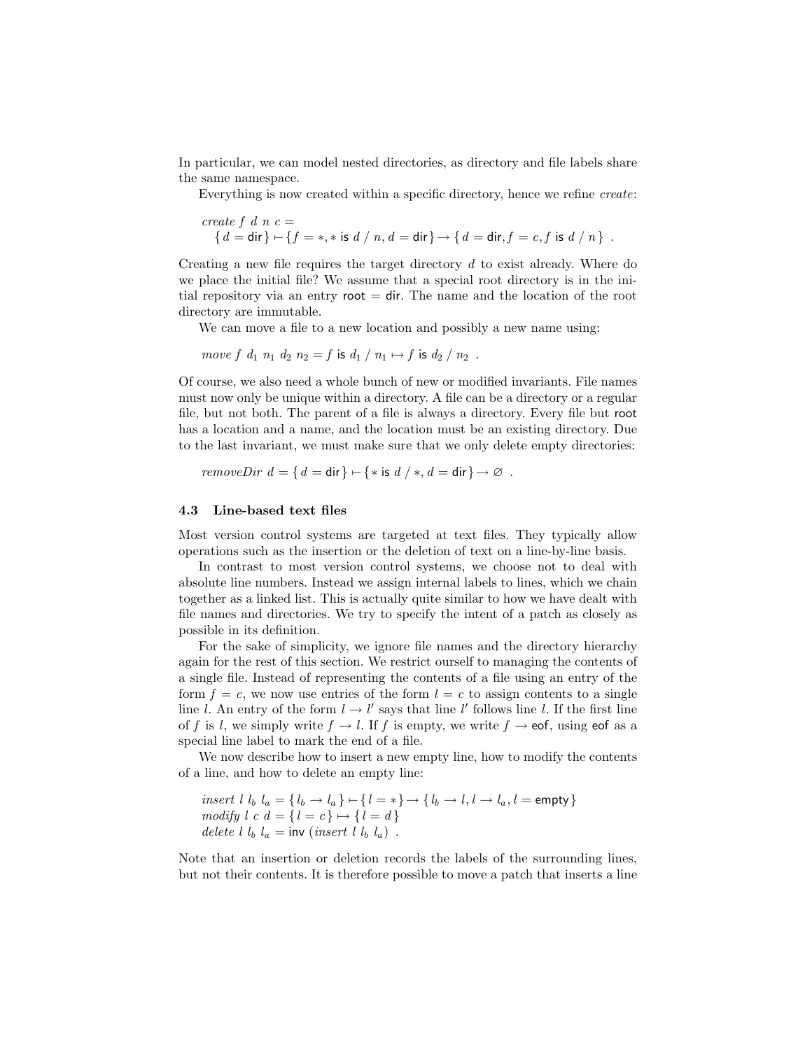In particular, we can model nested directories, as directory and file labels share the same namespace.

Everything is now created within a specific directory, hence we refine *create*:

$$\textit{create}\ f\ d\ n\ c = \\ \{\, d = \mathsf{dir} \,\} \vdash \{\, f = *, * \mathsf{\ is\ } d\ /\ n, d = \mathsf{dir} \,\} \rightarrow \{\, d = \mathsf{dir}, f = c, f \mathsf{\ is\ } d\ /\ n \,\}\ .$$

Creating a new file requires the target directory $d$ to exist already. Where do we place the initial file? We assume that a special root directory is in the initial repository via an entry $\mathsf{root} = \mathsf{dir}$. The name and the location of the root directory are immutable.

We can move a file to a new location and possibly a new name using:

$$\textit{move}\ f\ d_1\ n_1\ d_2\ n_2 = f \mathsf{\ is\ } d_1\ /\ n_1 \mapsto f \mathsf{\ is\ } d_2\ /\ n_2\ .$$

Of course, we also need a whole bunch of new or modified invariants. File names must now only be unique within a directory. A file can be a directory or a regular file, but not both. The parent of a file is always a directory. Every file but $\mathsf{root}$ has a location and a name, and the location must be an existing directory. Due to the last invariant, we must make sure that we only delete empty directories:

$$\textit{removeDir}\ d = \{\, d = \mathsf{dir} \,\} \vdash \{\, * \mathsf{\ is\ } d\ /\ *, d = \mathsf{dir} \,\} \rightarrow \varnothing\ .$$

### 4.3 Line-based text files

Most version control systems are targeted at text files. They typically allow operations such as the insertion or the deletion of text on a line-by-line basis.

In contrast to most version control systems, we choose not to deal with absolute line numbers. Instead we assign internal labels to lines, which we chain together as a linked list. This is actually quite similar to how we have dealt with file names and directories. We try to specify the intent of a patch as closely as possible in its definition.

For the sake of simplicity, we ignore file names and the directory hierarchy again for the rest of this section. We restrict ourself to managing the contents of a single file. Instead of representing the contents of a file using an entry of the form $f = c$, we now use entries of the form $l = c$ to assign contents to a single line $l$. An entry of the form $l \rightarrow l'$ says that line $l'$ follows line $l$. If the first line of $f$ is $l$, we simply write $f \rightarrow l$. If $f$ is empty, we write $f \rightarrow \mathsf{eof}$, using $\mathsf{eof}$ as a special line label to mark the end of a file.

We now describe how to insert a new empty line, how to modify the contents of a line, and how to delete an empty line:

$$\begin{aligned}
&\textit{insert}\ l\ l_b\ l_a = \{\, l_b \rightarrow l_a \,\} \vdash \{\, l = * \,\} \rightarrow \{\, l_b \rightarrow l, l \rightarrow l_a, l = \mathsf{empty} \,\} \\
&\textit{modify}\ l\ c\ d = \{\, l = c \,\} \mapsto \{\, l = d \,\} \\
&\textit{delete}\ l\ l_b\ l_a = \mathsf{inv}\ (\textit{insert}\ l\ l_b\ l_a)\ .
\end{aligned}$$

Note that an insertion or deletion records the labels of the surrounding lines, but not their contents. It is therefore possible to move a patch that inserts a line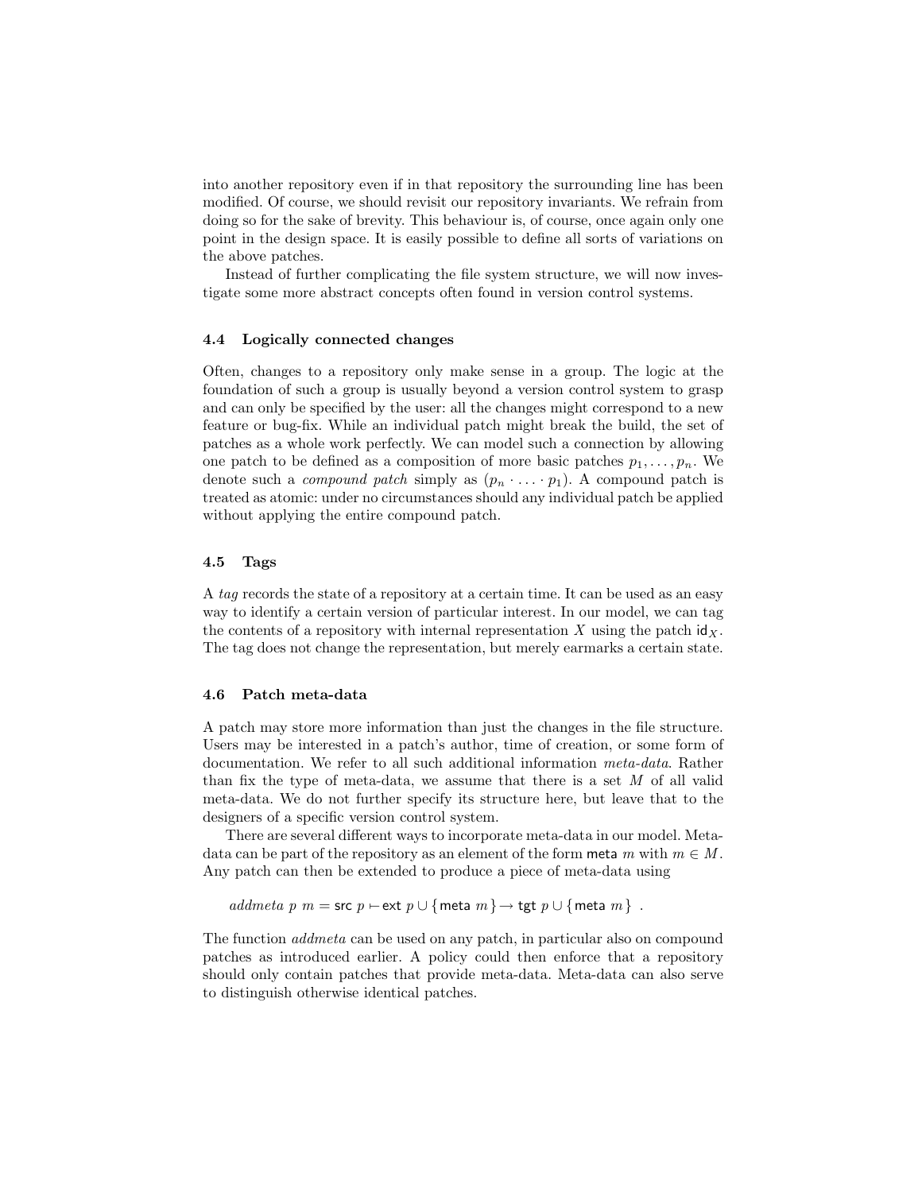into another repository even if in that repository the surrounding line has been modified. Of course, we should revisit our repository invariants. We refrain from doing so for the sake of brevity. This behaviour is, of course, once again only one point in the design space. It is easily possible to define all sorts of variations on the above patches.

Instead of further complicating the file system structure, we will now investigate some more abstract concepts often found in version control systems.

### 4.4 Logically connected changes

Often, changes to a repository only make sense in a group. The logic at the foundation of such a group is usually beyond a version control system to grasp and can only be specified by the user: all the changes might correspond to a new feature or bug-fix. While an individual patch might break the build, the set of patches as a whole work perfectly. We can model such a connection by allowing one patch to be defined as a composition of more basic patches $p_1, \ldots, p_n$. We denote such a *compound patch* simply as $(p_n \cdot \ldots \cdot p_1)$. A compound patch is treated as atomic: under no circumstances should any individual patch be applied without applying the entire compound patch.

### 4.5 Tags

A *tag* records the state of a repository at a certain time. It can be used as an easy way to identify a certain version of particular interest. In our model, we can tag the contents of a repository with internal representation $X$ using the patch $\mathsf{id}_X$. The tag does not change the representation, but merely earmarks a certain state.

### 4.6 Patch meta-data

A patch may store more information than just the changes in the file structure. Users may be interested in a patch's author, time of creation, or some form of documentation. We refer to all such additional information *meta-data*. Rather than fix the type of meta-data, we assume that there is a set $M$ of all valid meta-data. We do not further specify its structure here, but leave that to the designers of a specific version control system.

There are several different ways to incorporate meta-data in our model. Meta-data can be part of the repository as an element of the form $\mathsf{meta}\ m$ with $m \in M$. Any patch can then be extended to produce a piece of meta-data using

$$\mathit{addmeta}\ p\ m = \mathsf{src}\ p \vdash \mathsf{ext}\ p \cup \{\mathsf{meta}\ m\} \rightarrow \mathsf{tgt}\ p \cup \{\mathsf{meta}\ m\}\ .$$

The function *addmeta* can be used on any patch, in particular also on compound patches as introduced earlier. A policy could then enforce that a repository should only contain patches that provide meta-data. Meta-data can also serve to distinguish otherwise identical patches.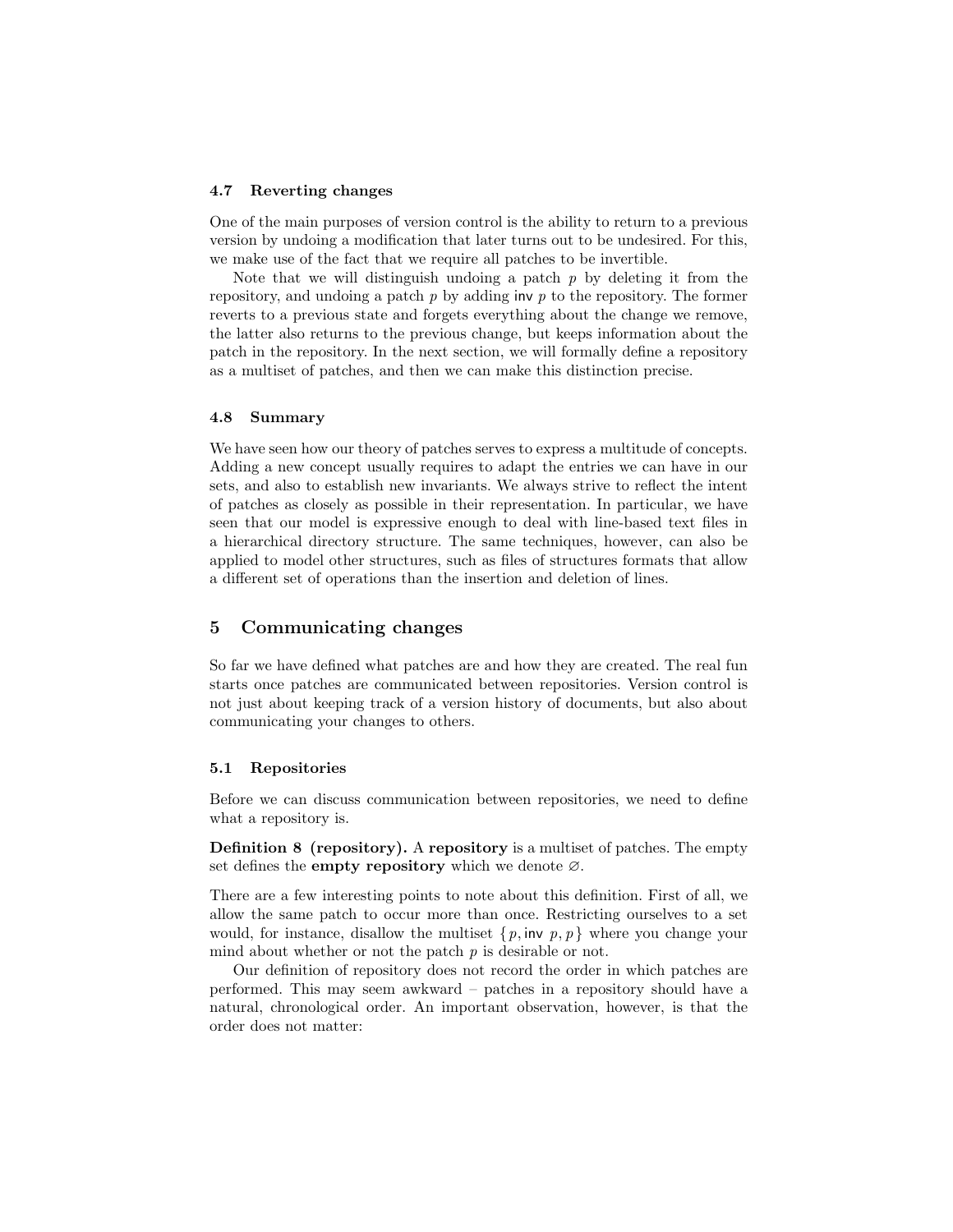### 4.7 Reverting changes

One of the main purposes of version control is the ability to return to a previous version by undoing a modification that later turns out to be undesired. For this, we make use of the fact that we require all patches to be invertible.

Note that we will distinguish undoing a patch $p$ by deleting it from the repository, and undoing a patch $p$ by adding $\mathsf{inv}\ p$ to the repository. The former reverts to a previous state and forgets everything about the change we remove, the latter also returns to the previous change, but keeps information about the patch in the repository. In the next section, we will formally define a repository as a multiset of patches, and then we can make this distinction precise.

### 4.8 Summary

We have seen how our theory of patches serves to express a multitude of concepts. Adding a new concept usually requires to adapt the entries we can have in our sets, and also to establish new invariants. We always strive to reflect the intent of patches as closely as possible in their representation. In particular, we have seen that our model is expressive enough to deal with line-based text files in a hierarchical directory structure. The same techniques, however, can also be applied to model other structures, such as files of structures formats that allow a different set of operations than the insertion and deletion of lines.

## 5 Communicating changes

So far we have defined what patches are and how they are created. The real fun starts once patches are communicated between repositories. Version control is not just about keeping track of a version history of documents, but also about communicating your changes to others.

### 5.1 Repositories

Before we can discuss communication between repositories, we need to define what a repository is.

**Definition 8 (repository).** A **repository** is a multiset of patches. The empty set defines the **empty repository** which we denote $\varnothing$.

There are a few interesting points to note about this definition. First of all, we allow the same patch to occur more than once. Restricting ourselves to a set would, for instance, disallow the multiset $\{p, \mathsf{inv}\ p, p\}$ where you change your mind about whether or not the patch $p$ is desirable or not.

Our definition of repository does not record the order in which patches are performed. This may seem awkward – patches in a repository should have a natural, chronological order. An important observation, however, is that the order does not matter: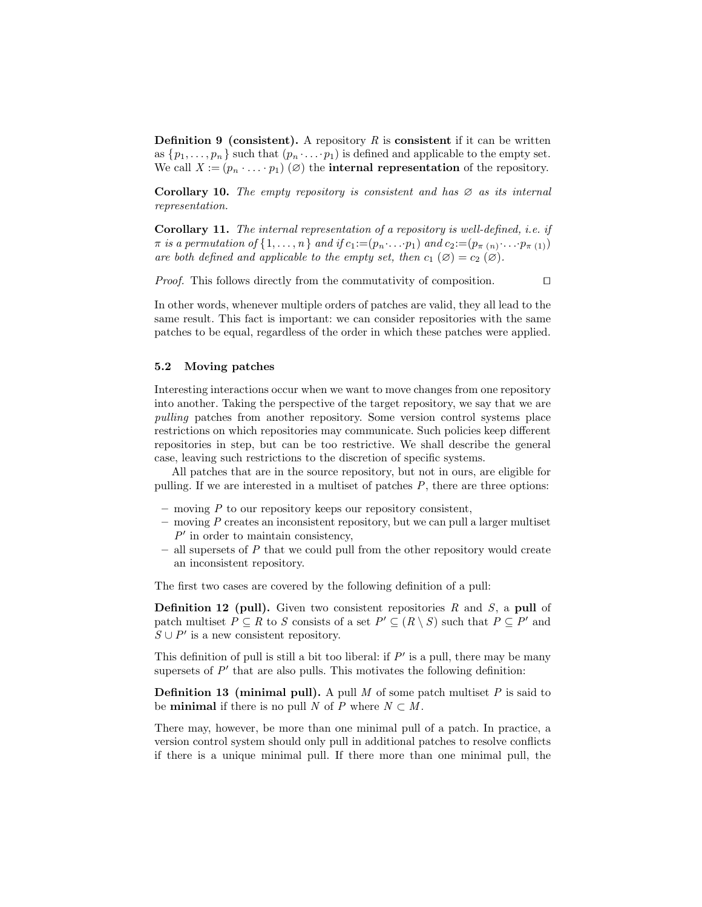**Definition 9 (consistent).** A repository $R$ is **consistent** if it can be written as $\{p_1, \ldots, p_n\}$ such that $(p_n \cdot \ldots \cdot p_1)$ is defined and applicable to the empty set. We call $X := (p_n \cdot \ldots \cdot p_1)\ (\varnothing)$ the **internal representation** of the repository.

**Corollary 10.** *The empty repository is consistent and has $\varnothing$ as its internal representation.*

**Corollary 11.** *The internal representation of a repository is well-defined, i.e. if $\pi$ is a permutation of $\{1, \ldots, n\}$ and if $c_1 := (p_n \cdot \ldots \cdot p_1)$ and $c_2 := (p_{\pi\,(n)} \cdot \ldots \cdot p_{\pi\,(1)})$ are both defined and applicable to the empty set, then $c_1\ (\varnothing) = c_2\ (\varnothing)$.*

*Proof.* This follows directly from the commutativity of composition. □

In other words, whenever multiple orders of patches are valid, they all lead to the same result. This fact is important: we can consider repositories with the same patches to be equal, regardless of the order in which these patches were applied.

### 5.2 Moving patches

Interesting interactions occur when we want to move changes from one repository into another. Taking the perspective of the target repository, we say that we are *pulling* patches from another repository. Some version control systems place restrictions on which repositories may communicate. Such policies keep different repositories in step, but can be too restrictive. We shall describe the general case, leaving such restrictions to the discretion of specific systems.

All patches that are in the source repository, but not in ours, are eligible for pulling. If we are interested in a multiset of patches $P$, there are three options:

- moving $P$ to our repository keeps our repository consistent,
- moving $P$ creates an inconsistent repository, but we can pull a larger multiset $P'$ in order to maintain consistency,
- all supersets of $P$ that we could pull from the other repository would create an inconsistent repository.

The first two cases are covered by the following definition of a pull:

**Definition 12 (pull).** Given two consistent repositories $R$ and $S$, a **pull** of patch multiset $P \subseteq R$ to $S$ consists of a set $P' \subseteq (R \setminus S)$ such that $P \subseteq P'$ and $S \cup P'$ is a new consistent repository.

This definition of pull is still a bit too liberal: if $P'$ is a pull, there may be many supersets of $P'$ that are also pulls. This motivates the following definition:

**Definition 13 (minimal pull).** A pull $M$ of some patch multiset $P$ is said to be **minimal** if there is no pull $N$ of $P$ where $N \subset M$.

There may, however, be more than one minimal pull of a patch. In practice, a version control system should only pull in additional patches to resolve conflicts if there is a unique minimal pull. If there more than one minimal pull, the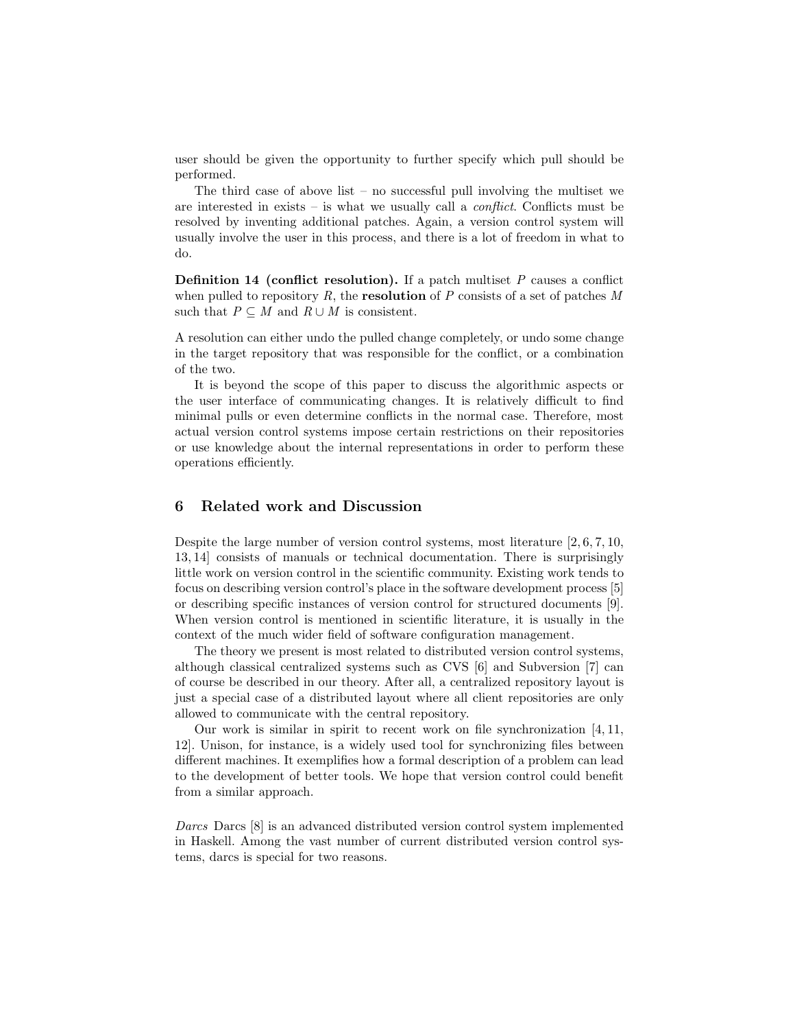user should be given the opportunity to further specify which pull should be performed.

The third case of above list – no successful pull involving the multiset we are interested in exists – is what we usually call a *conflict*. Conflicts must be resolved by inventing additional patches. Again, a version control system will usually involve the user in this process, and there is a lot of freedom in what to do.

**Definition 14 (conflict resolution).** If a patch multiset $P$ causes a conflict when pulled to repository $R$, the **resolution** of $P$ consists of a set of patches $M$ such that $P \subseteq M$ and $R \cup M$ is consistent.

A resolution can either undo the pulled change completely, or undo some change in the target repository that was responsible for the conflict, or a combination of the two.

It is beyond the scope of this paper to discuss the algorithmic aspects or the user interface of communicating changes. It is relatively difficult to find minimal pulls or even determine conflicts in the normal case. Therefore, most actual version control systems impose certain restrictions on their repositories or use knowledge about the internal representations in order to perform these operations efficiently.

## 6 Related work and Discussion

Despite the large number of version control systems, most literature [2, 6, 7, 10, 13, 14] consists of manuals or technical documentation. There is surprisingly little work on version control in the scientific community. Existing work tends to focus on describing version control's place in the software development process [5] or describing specific instances of version control for structured documents [9]. When version control is mentioned in scientific literature, it is usually in the context of the much wider field of software configuration management.

The theory we present is most related to distributed version control systems, although classical centralized systems such as CVS [6] and Subversion [7] can of course be described in our theory. After all, a centralized repository layout is just a special case of a distributed layout where all client repositories are only allowed to communicate with the central repository.

Our work is similar in spirit to recent work on file synchronization [4, 11, 12]. Unison, for instance, is a widely used tool for synchronizing files between different machines. It exemplifies how a formal description of a problem can lead to the development of better tools. We hope that version control could benefit from a similar approach.

*Darcs* Darcs [8] is an advanced distributed version control system implemented in Haskell. Among the vast number of current distributed version control systems, darcs is special for two reasons.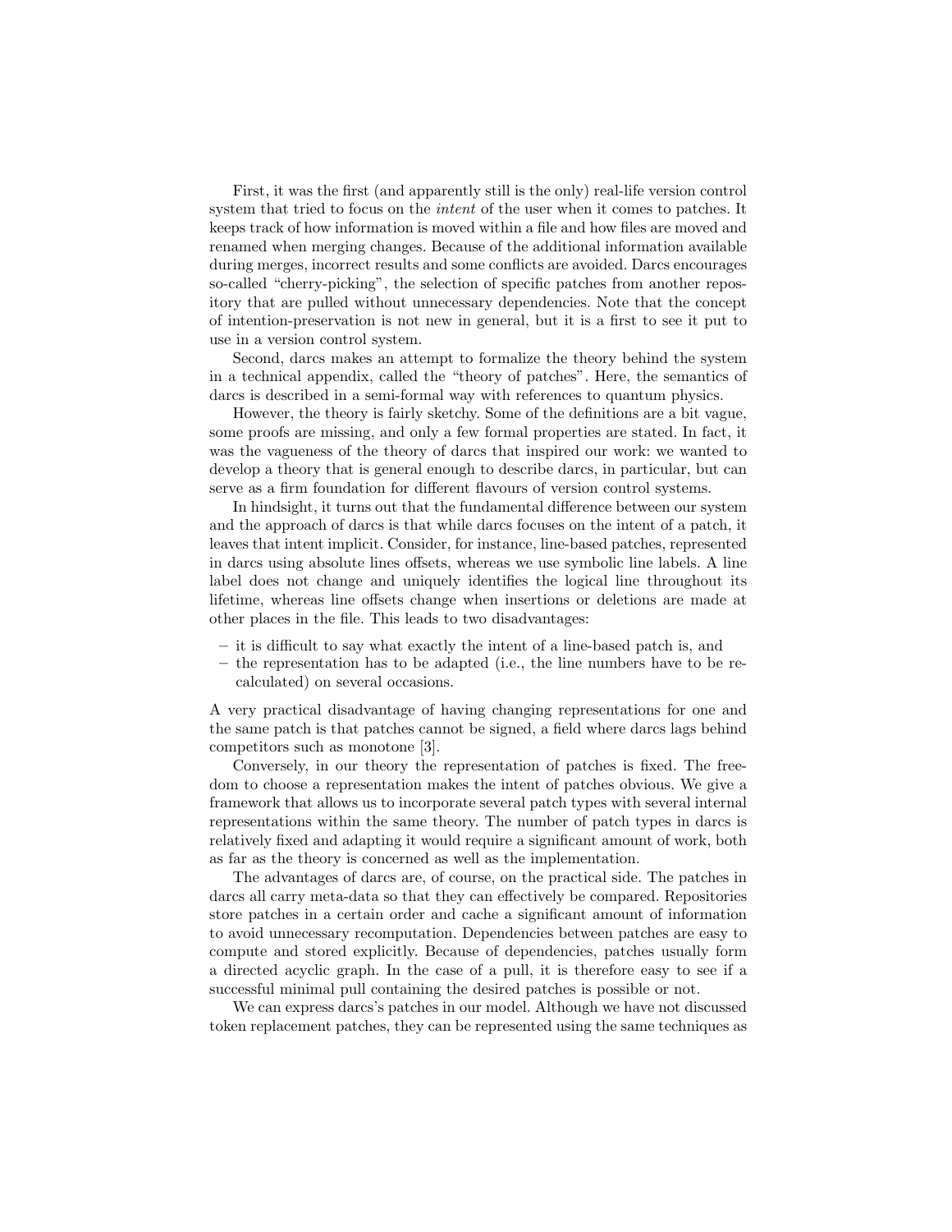First, it was the first (and apparently still is the only) real-life version control system that tried to focus on the *intent* of the user when it comes to patches. It keeps track of how information is moved within a file and how files are moved and renamed when merging changes. Because of the additional information available during merges, incorrect results and some conflicts are avoided. Darcs encourages so-called "cherry-picking", the selection of specific patches from another repository that are pulled without unnecessary dependencies. Note that the concept of intention-preservation is not new in general, but it is a first to see it put to use in a version control system.

Second, darcs makes an attempt to formalize the theory behind the system in a technical appendix, called the "theory of patches". Here, the semantics of darcs is described in a semi-formal way with references to quantum physics.

However, the theory is fairly sketchy. Some of the definitions are a bit vague, some proofs are missing, and only a few formal properties are stated. In fact, it was the vagueness of the theory of darcs that inspired our work: we wanted to develop a theory that is general enough to describe darcs, in particular, but can serve as a firm foundation for different flavours of version control systems.

In hindsight, it turns out that the fundamental difference between our system and the approach of darcs is that while darcs focuses on the intent of a patch, it leaves that intent implicit. Consider, for instance, line-based patches, represented in darcs using absolute lines offsets, whereas we use symbolic line labels. A line label does not change and uniquely identifies the logical line throughout its lifetime, whereas line offsets change when insertions or deletions are made at other places in the file. This leads to two disadvantages:

- it is difficult to say what exactly the intent of a line-based patch is, and
- the representation has to be adapted (i.e., the line numbers have to be recalculated) on several occasions.

A very practical disadvantage of having changing representations for one and the same patch is that patches cannot be signed, a field where darcs lags behind competitors such as monotone [3].

Conversely, in our theory the representation of patches is fixed. The freedom to choose a representation makes the intent of patches obvious. We give a framework that allows us to incorporate several patch types with several internal representations within the same theory. The number of patch types in darcs is relatively fixed and adapting it would require a significant amount of work, both as far as the theory is concerned as well as the implementation.

The advantages of darcs are, of course, on the practical side. The patches in darcs all carry meta-data so that they can effectively be compared. Repositories store patches in a certain order and cache a significant amount of information to avoid unnecessary recomputation. Dependencies between patches are easy to compute and stored explicitly. Because of dependencies, patches usually form a directed acyclic graph. In the case of a pull, it is therefore easy to see if a successful minimal pull containing the desired patches is possible or not.

We can express darcs's patches in our model. Although we have not discussed token replacement patches, they can be represented using the same techniques as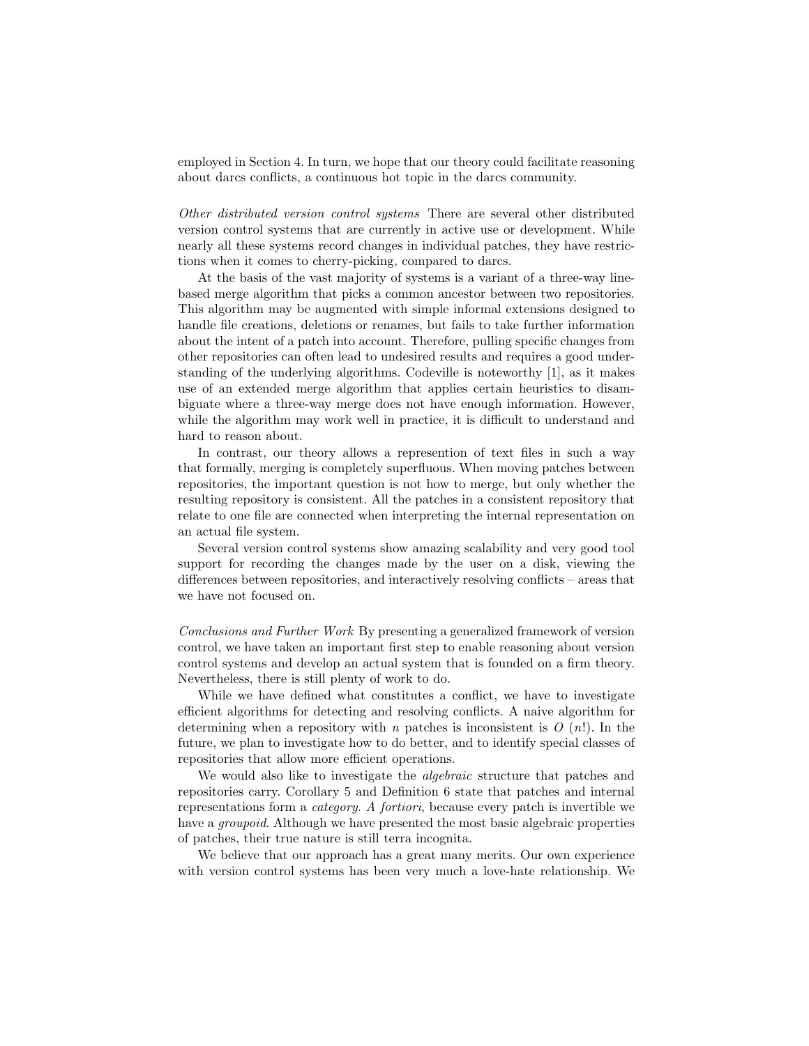employed in Section 4. In turn, we hope that our theory could facilitate reasoning about darcs conflicts, a continuous hot topic in the darcs community.

*Other distributed version control systems* There are several other distributed version control systems that are currently in active use or development. While nearly all these systems record changes in individual patches, they have restrictions when it comes to cherry-picking, compared to darcs.

At the basis of the vast majority of systems is a variant of a three-way line-based merge algorithm that picks a common ancestor between two repositories. This algorithm may be augmented with simple informal extensions designed to handle file creations, deletions or renames, but fails to take further information about the intent of a patch into account. Therefore, pulling specific changes from other repositories can often lead to undesired results and requires a good understanding of the underlying algorithms. Codeville is noteworthy [1], as it makes use of an extended merge algorithm that applies certain heuristics to disambiguate where a three-way merge does not have enough information. However, while the algorithm may work well in practice, it is difficult to understand and hard to reason about.

In contrast, our theory allows a represention of text files in such a way that formally, merging is completely superfluous. When moving patches between repositories, the important question is not how to merge, but only whether the resulting repository is consistent. All the patches in a consistent repository that relate to one file are connected when interpreting the internal representation on an actual file system.

Several version control systems show amazing scalability and very good tool support for recording the changes made by the user on a disk, viewing the differences between repositories, and interactively resolving conflicts – areas that we have not focused on.

*Conclusions and Further Work* By presenting a generalized framework of version control, we have taken an important first step to enable reasoning about version control systems and develop an actual system that is founded on a firm theory. Nevertheless, there is still plenty of work to do.

While we have defined what constitutes a conflict, we have to investigate efficient algorithms for detecting and resolving conflicts. A naive algorithm for determining when a repository with $n$ patches is inconsistent is $O\ (n!)$. In the future, we plan to investigate how to do better, and to identify special classes of repositories that allow more efficient operations.

We would also like to investigate the *algebraic* structure that patches and repositories carry. Corollary 5 and Definition 6 state that patches and internal representations form a *category*. *A fortiori*, because every patch is invertible we have a *groupoid*. Although we have presented the most basic algebraic properties of patches, their true nature is still terra incognita.

We believe that our approach has a great many merits. Our own experience with version control systems has been very much a love-hate relationship. We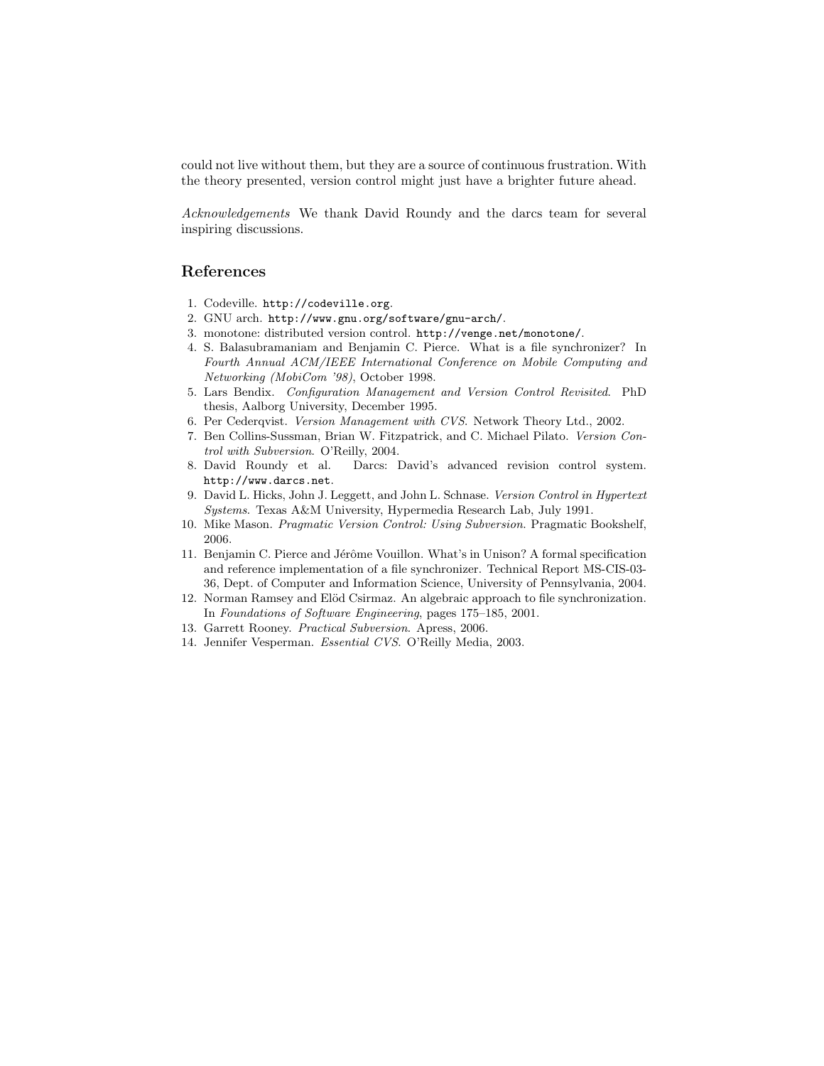could not live without them, but they are a source of continuous frustration. With the theory presented, version control might just have a brighter future ahead.

*Acknowledgements* We thank David Roundy and the darcs team for several inspiring discussions.

## References

1. Codeville. `http://codeville.org`.
2. GNU arch. `http://www.gnu.org/software/gnu-arch/`.
3. monotone: distributed version control. `http://venge.net/monotone/`.
4. S. Balasubramaniam and Benjamin C. Pierce. What is a file synchronizer? In *Fourth Annual ACM/IEEE International Conference on Mobile Computing and Networking (MobiCom '98)*, October 1998.
5. Lars Bendix. *Configuration Management and Version Control Revisited*. PhD thesis, Aalborg University, December 1995.
6. Per Cederqvist. *Version Management with CVS*. Network Theory Ltd., 2002.
7. Ben Collins-Sussman, Brian W. Fitzpatrick, and C. Michael Pilato. *Version Control with Subversion*. O'Reilly, 2004.
8. David Roundy et al. Darcs: David's advanced revision control system. `http://www.darcs.net`.
9. David L. Hicks, John J. Leggett, and John L. Schnase. *Version Control in Hypertext Systems*. Texas A&M University, Hypermedia Research Lab, July 1991.
10. Mike Mason. *Pragmatic Version Control: Using Subversion*. Pragmatic Bookshelf, 2006.
11. Benjamin C. Pierce and Jérôme Vouillon. What's in Unison? A formal specification and reference implementation of a file synchronizer. Technical Report MS-CIS-03-36, Dept. of Computer and Information Science, University of Pennsylvania, 2004.
12. Norman Ramsey and Elöd Csirmaz. An algebraic approach to file synchronization. In *Foundations of Software Engineering*, pages 175–185, 2001.
13. Garrett Rooney. *Practical Subversion*. Apress, 2006.
14. Jennifer Vesperman. *Essential CVS*. O'Reilly Media, 2003.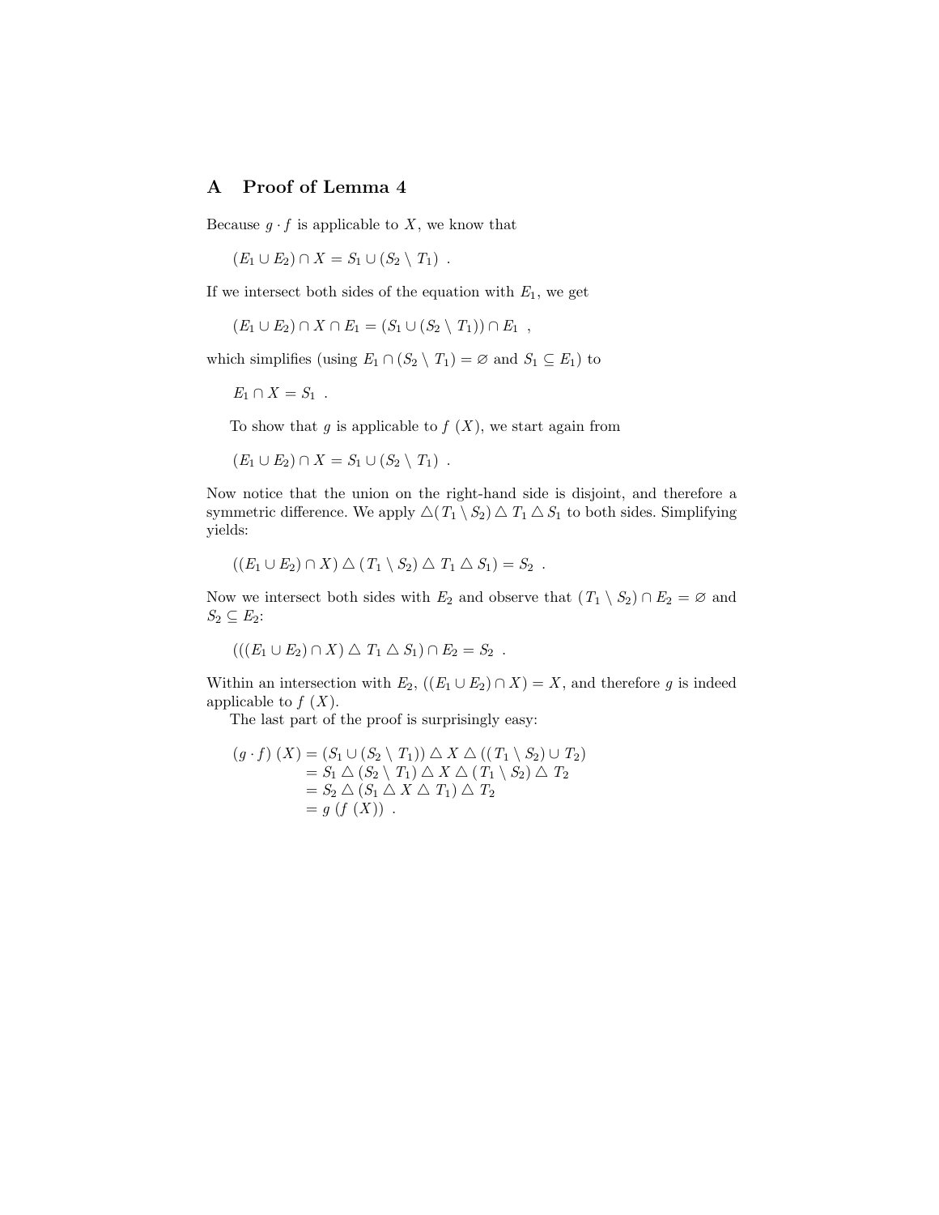## A Proof of Lemma 4

Because $g \cdot f$ is applicable to $X$, we know that

$$(E_1 \cup E_2) \cap X = S_1 \cup (S_2 \setminus T_1) \ .$$

If we intersect both sides of the equation with $E_1$, we get

$$(E_1 \cup E_2) \cap X \cap E_1 = (S_1 \cup (S_2 \setminus T_1)) \cap E_1 \ ,$$

which simplifies (using $E_1 \cap (S_2 \setminus T_1) = \varnothing$ and $S_1 \subseteq E_1$) to

$$E_1 \cap X = S_1 \ .$$

To show that $g$ is applicable to $f\ (X)$, we start again from

$$(E_1 \cup E_2) \cap X = S_1 \cup (S_2 \setminus T_1) \ .$$

Now notice that the union on the right-hand side is disjoint, and therefore a symmetric difference. We apply $\triangle (T_1 \setminus S_2) \triangle T_1 \triangle S_1$ to both sides. Simplifying yields:

$$((E_1 \cup E_2) \cap X) \triangle (T_1 \setminus S_2) \triangle T_1 \triangle S_1) = S_2 \ .$$

Now we intersect both sides with $E_2$ and observe that $(T_1 \setminus S_2) \cap E_2 = \varnothing$ and $S_2 \subseteq E_2$:

$$(((E_1 \cup E_2) \cap X) \triangle T_1 \triangle S_1) \cap E_2 = S_2 \ .$$

Within an intersection with $E_2$, $((E_1 \cup E_2) \cap X) = X$, and therefore $g$ is indeed applicable to $f\ (X)$.

The last part of the proof is surprisingly easy:

$$\begin{aligned}
(g \cdot f)\ (X) &= (S_1 \cup (S_2 \setminus T_1)) \triangle X \triangle ((T_1 \setminus S_2) \cup T_2) \\
&= S_1 \triangle (S_2 \setminus T_1) \triangle X \triangle (T_1 \setminus S_2) \triangle T_2 \\
&= S_2 \triangle (S_1 \triangle X \triangle T_1) \triangle T_2 \\
&= g\ (f\ (X)) \ .
\end{aligned}$$